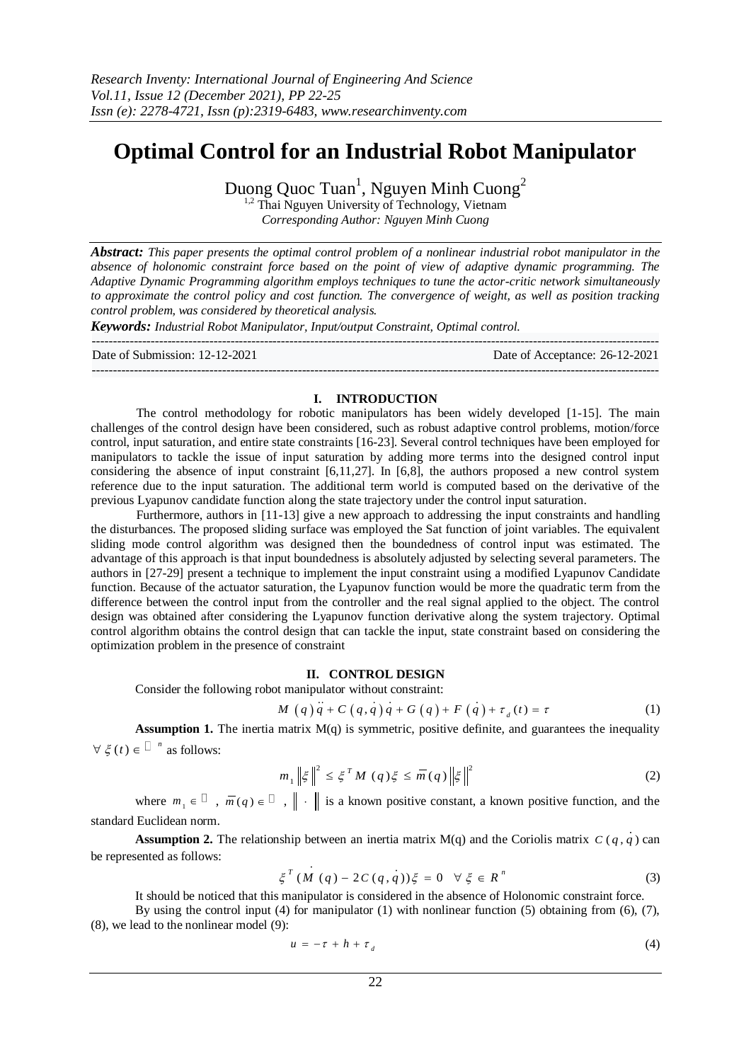# Optimal Control for an Industrial Robot Manipulator

Duong Quoc Tuan[1], Nguyen Minh Cuong[2]

[1,2] Thai Nguyen University of Technology, Vietnam

*Corresponding Author: Nguyen Minh Cuong*

***Abstract:*** *This paper presents the optimal control problem of a nonlinear industrial robot manipulator in the absence of holonomic constraint force based on the point of view of adaptive dynamic programming. The Adaptive Dynamic Programming algorithm employs techniques to tune the actor-critic network simultaneously to approximate the control policy and cost function. The convergence of weight, as well as position tracking control problem, was considered by theoretical analysis.*

***Keywords:*** *Industrial Robot Manipulator, Input/output Constraint, Optimal control.*

Date of Submission: 12-12-2021    Date of Acceptance: 26-12-2021

## I. INTRODUCTION

The control methodology for robotic manipulators has been widely developed [1-15]. The main challenges of the control design have been considered, such as robust adaptive control problems, motion/force control, input saturation, and entire state constraints [16-23]. Several control techniques have been employed for manipulators to tackle the issue of input saturation by adding more terms into the designed control input considering the absence of input constraint [6,11,27]. In [6,8], the authors proposed a new control system reference due to the input saturation. The additional term world is computed based on the derivative of the previous Lyapunov candidate function along the state trajectory under the control input saturation.

Furthermore, authors in [11-13] give a new approach to addressing the input constraints and handling the disturbances. The proposed sliding surface was employed the Sat function of joint variables. The equivalent sliding mode control algorithm was designed then the boundedness of control input was estimated. The advantage of this approach is that input boundedness is absolutely adjusted by selecting several parameters. The authors in [27-29] present a technique to implement the input constraint using a modified Lyapunov Candidate function. Because of the actuator saturation, the Lyapunov function would be more the quadratic term from the difference between the control input from the controller and the real signal applied to the object. The control design was obtained after considering the Lyapunov function derivative along the system trajectory. Optimal control algorithm obtains the control design that can tackle the input, state constraint based on considering the optimization problem in the presence of constraint

## II. CONTROL DESIGN

Consider the following robot manipulator without constraint:

$$M(q)\ddot{q} + C(q,\dot{q})\dot{q} + G(q) + F(\dot{q}) + \tau_d(t) = \tau \tag{1}$$

**Assumption 1.** The inertia matrix M(q) is symmetric, positive definite, and guarantees the inequality $\forall \xi(t) \in \mathbb{R}^n$ as follows:

$$m_1\|\xi\|^2 \le \xi^T M(q)\xi \le \bar{m}(q)\|\xi\|^2 \tag{2}$$

where $m_1 \in \mathbb{R}$, $\bar{m}(q) \in \mathbb{R}$, $\|\cdot\|$ is a known positive constant, a known positive function, and the standard Euclidean norm.

**Assumption 2.** The relationship between an inertia matrix M(q) and the Coriolis matrix $C(q,\dot{q})$ can be represented as follows:

$$\xi^T(\dot{M}(q) - 2C(q,\dot{q}))\xi = 0 \quad \forall \xi \in R^n \tag{3}$$

It should be noticed that this manipulator is considered in the absence of Holonomic constraint force.

By using the control input (4) for manipulator (1) with nonlinear function (5) obtaining from (6), (7), (8), we lead to the nonlinear model (9):

$$u = -\tau + h + \tau_d \tag{4}$$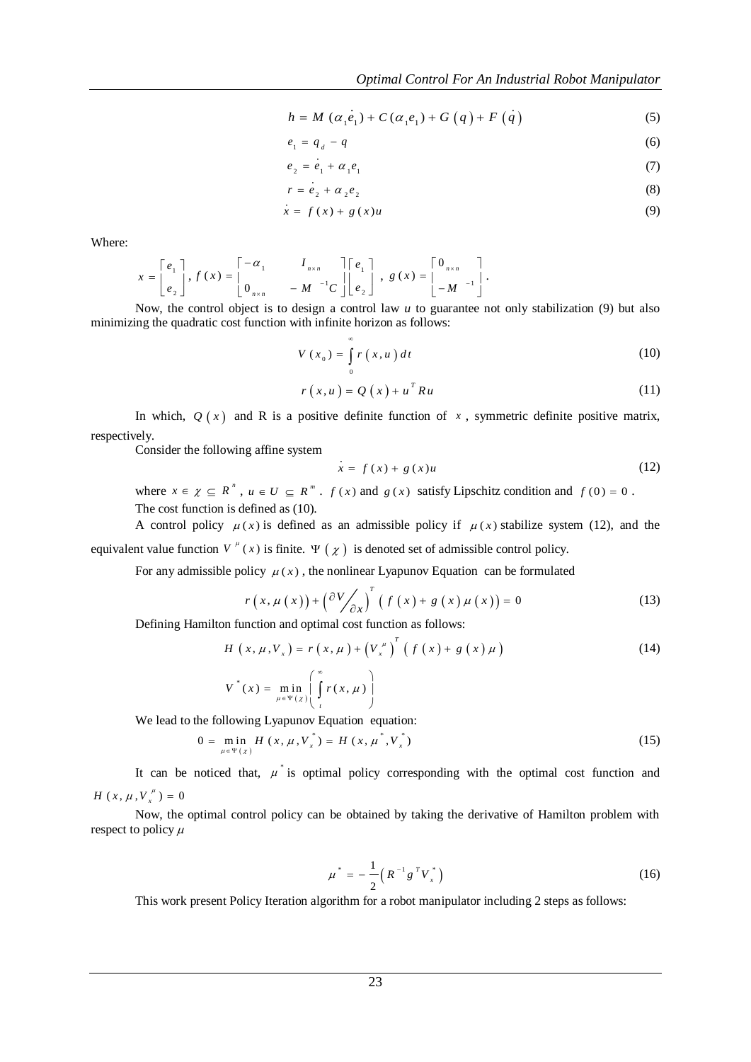$$h = M(\alpha_1 \dot{e}_1) + C(\alpha_1 e_1) + G(q) + F(\dot{q}) \tag{5}$$

$$e_1 = q_d - q \tag{6}$$

$$e_2 = \dot{e}_1 + \alpha_1 e_1 \tag{7}$$

$$r = \dot{e}_2 + \alpha_2 e_2 \tag{8}$$

$$\dot{x} = f(x) + g(x)u \tag{9}$$

Where:

$$x = \begin{bmatrix} e_1 \\ e_2 \end{bmatrix},\ f(x) = \begin{bmatrix} -\alpha_1 & I_{n\times n} \\ 0_{n\times n} & -M^{-1}C \end{bmatrix} \begin{bmatrix} e_1 \\ e_2 \end{bmatrix},\ g(x) = \begin{bmatrix} 0_{n\times n} \\ -M^{-1} \end{bmatrix}.$$

Now, the control object is to design a control law $u$ to guarantee not only stabilization (9) but also minimizing the quadratic cost function with infinite horizon as follows:

$$V(x_0) = \int_0^{\infty} r(x,u)\,dt \tag{10}$$

$$r(x,u) = Q(x) + u^T R u \tag{11}$$

In which, $Q(x)$ and R is a positive definite function of $x$, symmetric definite positive matrix, respectively.

Consider the following affine system

$$\dot{x} = f(x) + g(x)u \tag{12}$$

where $x \in \chi \subseteq R^n$, $u \in U \subseteq R^m$. $f(x)$ and $g(x)$ satisfy Lipschitz condition and $f(0) = 0$.

The cost function is defined as (10).

A control policy $\mu(x)$ is defined as an admissible policy if $\mu(x)$ stabilize system (12), and the equivalent value function $V^{\mu}(x)$ is finite. $\Psi(\chi)$ is denoted set of admissible control policy.

For any admissible policy $\mu(x)$, the nonlinear Lyapunov Equation can be formulated

$$r(x,\mu(x)) + \left(\partial V / \partial x\right)^T \left( f(x) + g(x)\mu(x) \right) = 0 \tag{13}$$

Defining Hamilton function and optimal cost function as follows:

$$H(x,\mu,V_x) = r(x,\mu) + \left(V_x^{\mu}\right)^T \left( f(x) + g(x)\mu \right) \tag{14}$$

$$V^*(x) = \min_{\mu \in \Psi(\chi)} \left( \int_t^{\infty} r(x,\mu) \right)$$

We lead to the following Lyapunov Equation equation:

$$0 = \min_{\mu \in \Psi(\chi)} H(x,\mu,V_x^*) = H(x,\mu^*,V_x^*) \tag{15}$$

It can be noticed that, $\mu^*$ is optimal policy corresponding with the optimal cost function and $H(x,\mu,V_x^{\mu}) = 0$

Now, the optimal control policy can be obtained by taking the derivative of Hamilton problem with respect to policy $\mu$

$$\mu^* = -\frac{1}{2}\left(R^{-1} g^T V_x^*\right) \tag{16}$$

This work present Policy Iteration algorithm for a robot manipulator including 2 steps as follows: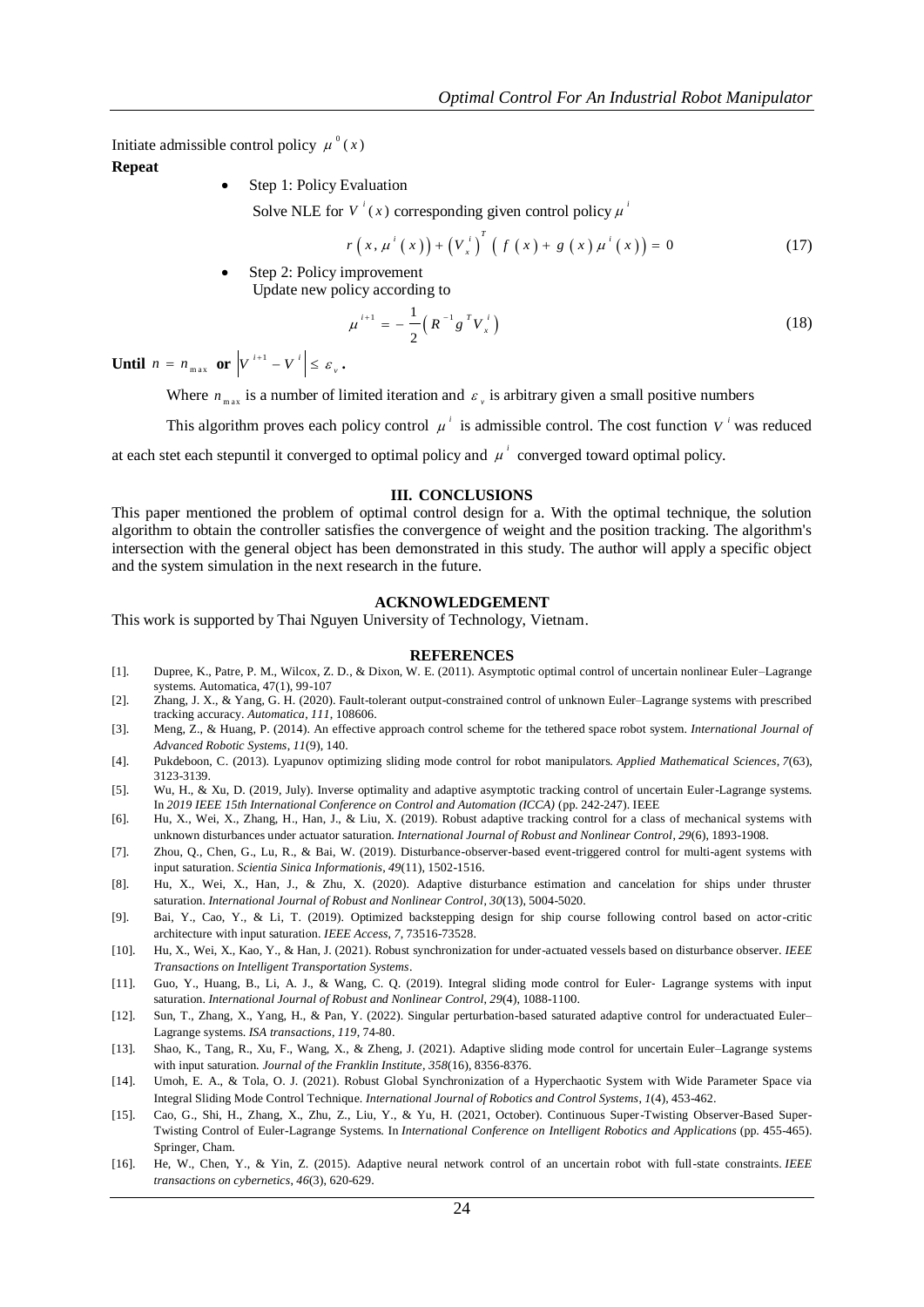Initiate admissible control policy $\mu^{0}(x)$

**Repeat**

- Step 1: Policy Evaluation

  Solve NLE for $V^{i}(x)$ corresponding given control policy $\mu^{i}$

$$r\left(x,\mu^{i}\left(x\right)\right)+\left(V_{x}^{i}\right)^{T}\left(f\left(x\right)+g\left(x\right)\mu^{i}\left(x\right)\right)=0 \tag{17}$$

- Step 2: Policy improvement

  Update new policy according to

$$\mu^{i+1}=-\frac{1}{2}\left(R^{-1}g^{T}V_{x}^{i}\right) \tag{18}$$

**Until** $n = n_{\max}$ **or** $\left|V^{i+1}-V^{i}\right|\leq \varepsilon_{v}$ **.**

Where $n_{\max}$ is a number of limited iteration and $\varepsilon_{v}$ is arbitrary given a small positive numbers

This algorithm proves each policy control $\mu^{i}$ is admissible control. The cost function $V^{i}$ was reduced at each stet each stepuntil it converged to optimal policy and $\mu^{i}$ converged toward optimal policy.

## III. CONCLUSIONS

This paper mentioned the problem of optimal control design for a. With the optimal technique, the solution algorithm to obtain the controller satisfies the convergence of weight and the position tracking. The algorithm's intersection with the general object has been demonstrated in this study. The author will apply a specific object and the system simulation in the next research in the future.

## ACKNOWLEDGEMENT

This work is supported by Thai Nguyen University of Technology, Vietnam.

## REFERENCES

[1]. Dupree, K., Patre, P. M., Wilcox, Z. D., & Dixon, W. E. (2011). Asymptotic optimal control of uncertain nonlinear Euler–Lagrange systems. Automatica, 47(1), 99-107

[2]. Zhang, J. X., & Yang, G. H. (2020). Fault-tolerant output-constrained control of unknown Euler–Lagrange systems with prescribed tracking accuracy. *Automatica*, *111*, 108606.

[3]. Meng, Z., & Huang, P. (2014). An effective approach control scheme for the tethered space robot system. *International Journal of Advanced Robotic Systems*, *11*(9), 140.

[4]. Pukdeboon, C. (2013). Lyapunov optimizing sliding mode control for robot manipulators. *Applied Mathematical Sciences*, *7*(63), 3123-3139.

[5]. Wu, H., & Xu, D. (2019, July). Inverse optimality and adaptive asymptotic tracking control of uncertain Euler-Lagrange systems. In *2019 IEEE 15th International Conference on Control and Automation (ICCA)* (pp. 242-247). IEEE

[6]. Hu, X., Wei, X., Zhang, H., Han, J., & Liu, X. (2019). Robust adaptive tracking control for a class of mechanical systems with unknown disturbances under actuator saturation. *International Journal of Robust and Nonlinear Control*, *29*(6), 1893-1908.

[7]. Zhou, Q., Chen, G., Lu, R., & Bai, W. (2019). Disturbance-observer-based event-triggered control for multi-agent systems with input saturation. *Scientia Sinica Informationis*, *49*(11), 1502-1516.

[8]. Hu, X., Wei, X., Han, J., & Zhu, X. (2020). Adaptive disturbance estimation and cancelation for ships under thruster saturation. *International Journal of Robust and Nonlinear Control*, *30*(13), 5004-5020.

[9]. Bai, Y., Cao, Y., & Li, T. (2019). Optimized backstepping design for ship course following control based on actor-critic architecture with input saturation. *IEEE Access*, *7*, 73516-73528.

[10]. Hu, X., Wei, X., Kao, Y., & Han, J. (2021). Robust synchronization for under-actuated vessels based on disturbance observer. *IEEE Transactions on Intelligent Transportation Systems*.

[11]. Guo, Y., Huang, B., Li, A. J., & Wang, C. Q. (2019). Integral sliding mode control for Euler- Lagrange systems with input saturation. *International Journal of Robust and Nonlinear Control*, *29*(4), 1088-1100.

[12]. Sun, T., Zhang, X., Yang, H., & Pan, Y. (2022). Singular perturbation-based saturated adaptive control for underactuated Euler–Lagrange systems. *ISA transactions*, *119*, 74-80.

[13]. Shao, K., Tang, R., Xu, F., Wang, X., & Zheng, J. (2021). Adaptive sliding mode control for uncertain Euler–Lagrange systems with input saturation. *Journal of the Franklin Institute*, *358*(16), 8356-8376.

[14]. Umoh, E. A., & Tola, O. J. (2021). Robust Global Synchronization of a Hyperchaotic System with Wide Parameter Space via Integral Sliding Mode Control Technique. *International Journal of Robotics and Control Systems*, *1*(4), 453-462.

[15]. Cao, G., Shi, H., Zhang, X., Zhu, Z., Liu, Y., & Yu, H. (2021, October). Continuous Super-Twisting Observer-Based Super-Twisting Control of Euler-Lagrange Systems. In *International Conference on Intelligent Robotics and Applications* (pp. 455-465). Springer, Cham.

[16]. He, W., Chen, Y., & Yin, Z. (2015). Adaptive neural network control of an uncertain robot with full-state constraints. *IEEE transactions on cybernetics*, *46*(3), 620-629.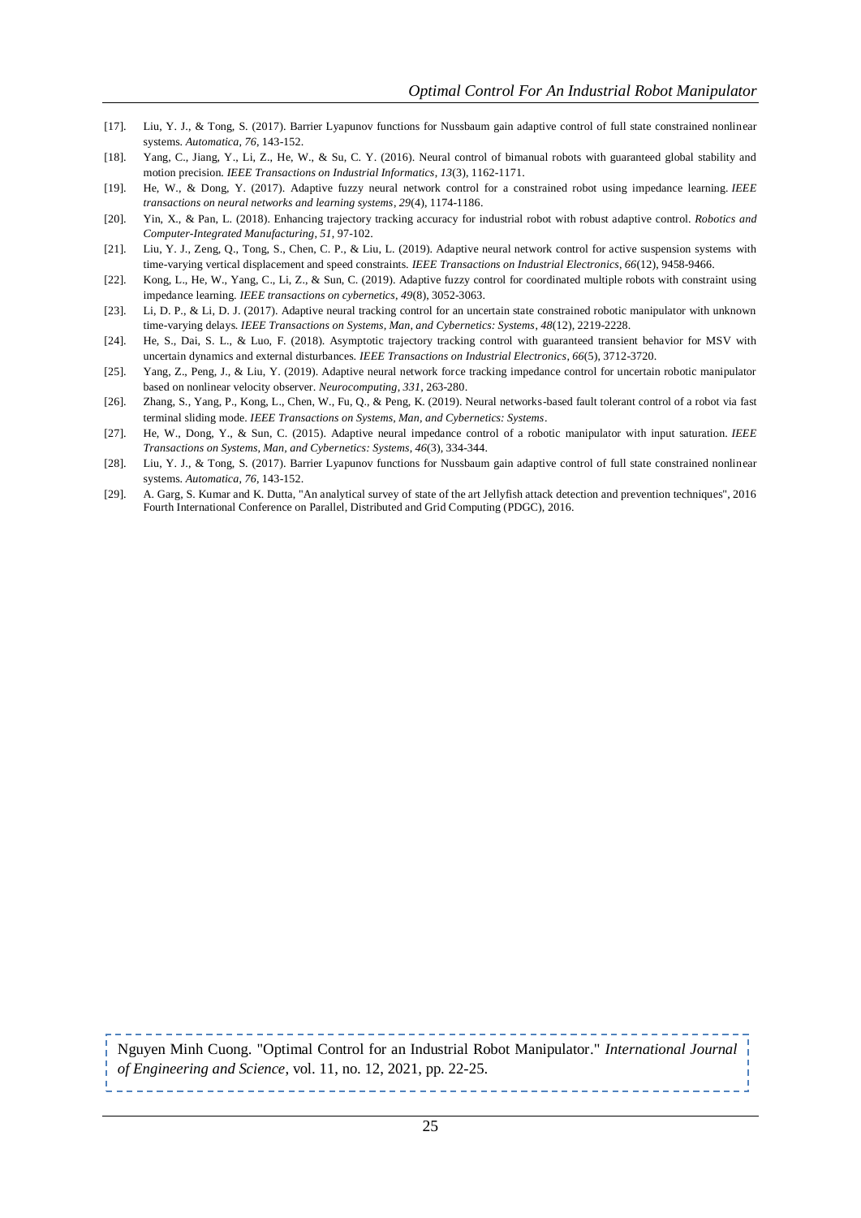[17]. Liu, Y. J., & Tong, S. (2017). Barrier Lyapunov functions for Nussbaum gain adaptive control of full state constrained nonlinear systems. *Automatica*, *76*, 143-152.

[18]. Yang, C., Jiang, Y., Li, Z., He, W., & Su, C. Y. (2016). Neural control of bimanual robots with guaranteed global stability and motion precision. *IEEE Transactions on Industrial Informatics*, *13*(3), 1162-1171.

[19]. He, W., & Dong, Y. (2017). Adaptive fuzzy neural network control for a constrained robot using impedance learning. *IEEE transactions on neural networks and learning systems*, *29*(4), 1174-1186.

[20]. Yin, X., & Pan, L. (2018). Enhancing trajectory tracking accuracy for industrial robot with robust adaptive control. *Robotics and Computer-Integrated Manufacturing*, *51*, 97-102.

[21]. Liu, Y. J., Zeng, Q., Tong, S., Chen, C. P., & Liu, L. (2019). Adaptive neural network control for active suspension systems with time-varying vertical displacement and speed constraints. *IEEE Transactions on Industrial Electronics*, *66*(12), 9458-9466.

[22]. Kong, L., He, W., Yang, C., Li, Z., & Sun, C. (2019). Adaptive fuzzy control for coordinated multiple robots with constraint using impedance learning. *IEEE transactions on cybernetics*, *49*(8), 3052-3063.

[23]. Li, D. P., & Li, D. J. (2017). Adaptive neural tracking control for an uncertain state constrained robotic manipulator with unknown time-varying delays. *IEEE Transactions on Systems, Man, and Cybernetics: Systems*, *48*(12), 2219-2228.

[24]. He, S., Dai, S. L., & Luo, F. (2018). Asymptotic trajectory tracking control with guaranteed transient behavior for MSV with uncertain dynamics and external disturbances. *IEEE Transactions on Industrial Electronics*, *66*(5), 3712-3720.

[25]. Yang, Z., Peng, J., & Liu, Y. (2019). Adaptive neural network force tracking impedance control for uncertain robotic manipulator based on nonlinear velocity observer. *Neurocomputing*, *331*, 263-280.

[26]. Zhang, S., Yang, P., Kong, L., Chen, W., Fu, Q., & Peng, K. (2019). Neural networks-based fault tolerant control of a robot via fast terminal sliding mode. *IEEE Transactions on Systems, Man, and Cybernetics: Systems*.

[27]. He, W., Dong, Y., & Sun, C. (2015). Adaptive neural impedance control of a robotic manipulator with input saturation. *IEEE Transactions on Systems, Man, and Cybernetics: Systems*, *46*(3), 334-344.

[28]. Liu, Y. J., & Tong, S. (2017). Barrier Lyapunov functions for Nussbaum gain adaptive control of full state constrained nonlinear systems. *Automatica*, *76*, 143-152.

[29]. A. Garg, S. Kumar and K. Dutta, "An analytical survey of state of the art Jellyfish attack detection and prevention techniques", 2016 Fourth International Conference on Parallel, Distributed and Grid Computing (PDGC), 2016.

Nguyen Minh Cuong. "Optimal Control for an Industrial Robot Manipulator." *International Journal of Engineering and Science*, vol. 11, no. 12, 2021, pp. 22-25.